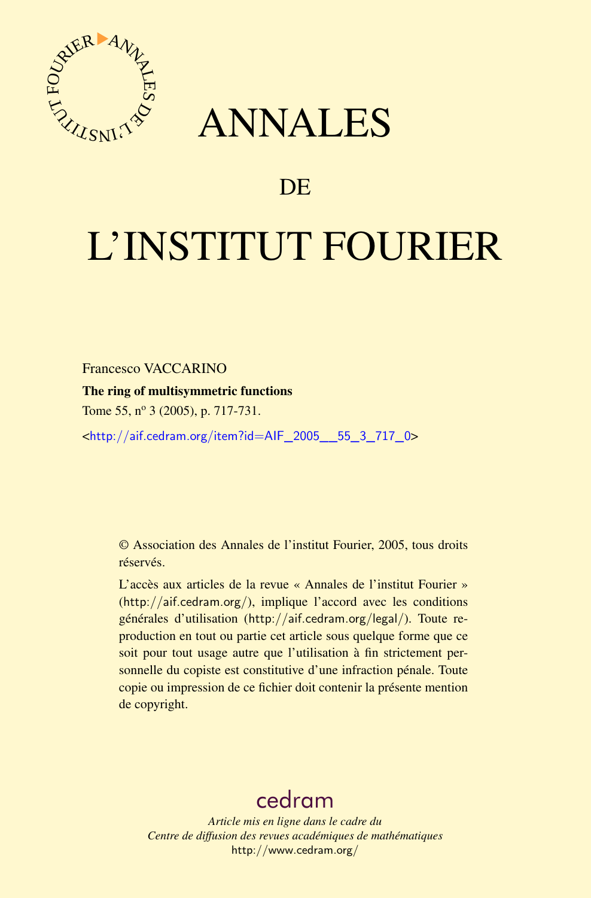# ANNALES

## DE

# L'INSTITUT FOURIER

Francesco VACCARINO

**The ring of multisymmetric functions**

Tome 55, nº 3 (2005), p. 717-731.

<http://aif.cedram.org/item?id=AIF_2005__55_3_717_0>

© Association des Annales de l'institut Fourier, 2005, tous droits réservés.

L'accès aux articles de la revue « Annales de l'institut Fourier » (http://aif.cedram.org/), implique l'accord avec les conditions générales d'utilisation (http://aif.cedram.org/legal/). Toute reproduction en tout ou partie cet article sous quelque forme que ce soit pour tout usage autre que l'utilisation à fin strictement personnelle du copiste est constitutive d'une infraction pénale. Toute copie ou impression de ce fichier doit contenir la présente mention de copyright.

cedram

*Article mis en ligne dans le cadre du*
*Centre de diffusion des revues académiques de mathématiques*
http://www.cedram.org/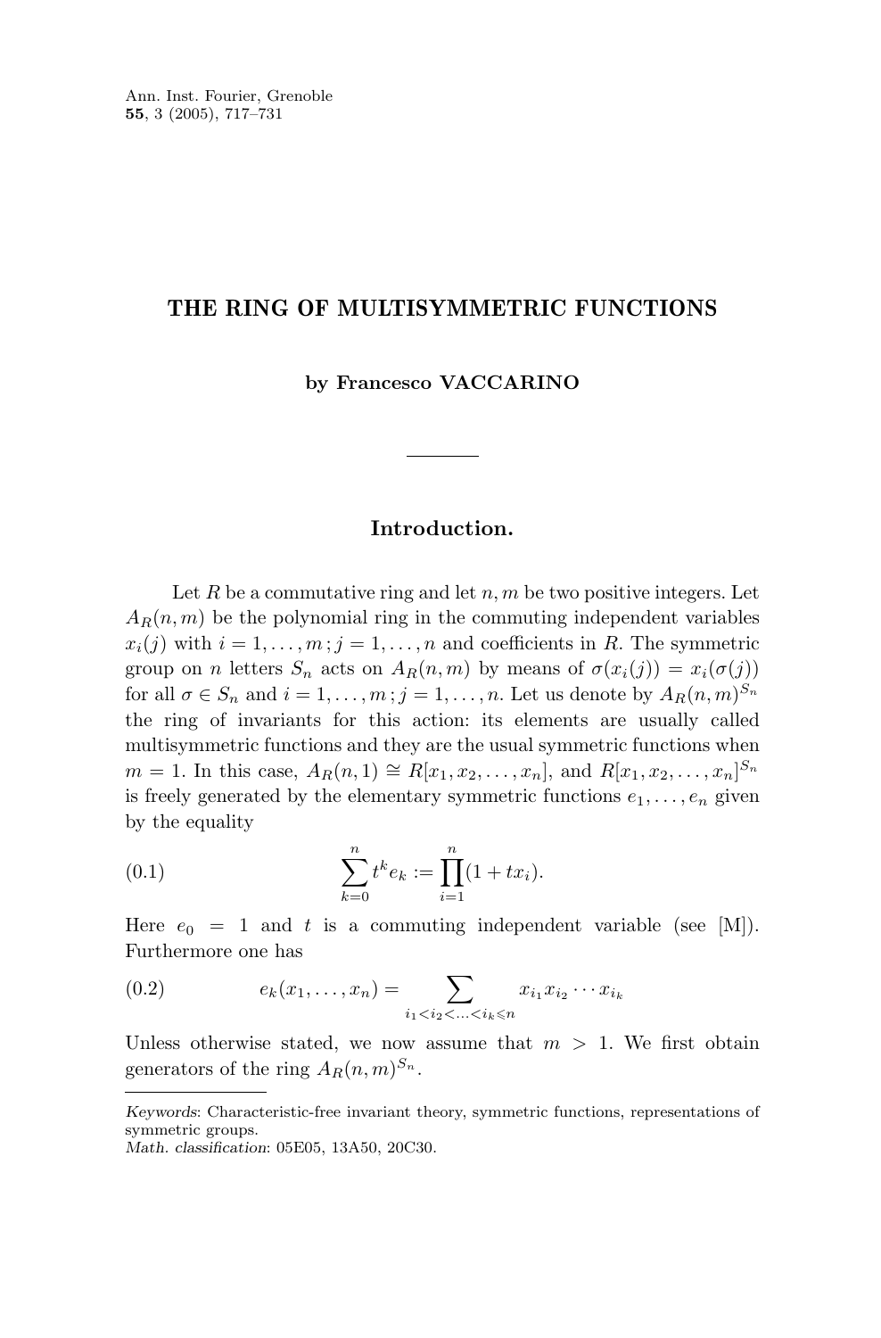# THE RING OF MULTISYMMETRIC FUNCTIONS

**by Francesco VACCARINO**

## Introduction.

Let $R$ be a commutative ring and let $n, m$ be two positive integers. Let $A_R(n,m)$ be the polynomial ring in the commuting independent variables $x_i(j)$ with $i = 1, \dots, m\,; j = 1, \dots, n$ and coefficients in $R$. The symmetric group on $n$ letters $S_n$ acts on $A_R(n,m)$ by means of $\sigma(x_i(j)) = x_i(\sigma(j))$ for all $\sigma \in S_n$ and $i = 1, \dots, m\,; j = 1, \dots, n$. Let us denote by $A_R(n,m)^{S_n}$ the ring of invariants for this action: its elements are usually called multisymmetric functions and they are the usual symmetric functions when $m = 1$. In this case, $A_R(n,1) \cong R[x_1, x_2, \dots, x_n]$, and $R[x_1, x_2, \dots, x_n]^{S_n}$ is freely generated by the elementary symmetric functions $e_1, \dots, e_n$ given by the equality

$$\sum_{k=0}^{n} t^k e_k := \prod_{i=1}^{n} (1 + t x_i). \tag{0.1}$$

Here $e_0 = 1$ and $t$ is a commuting independent variable (see [M]). Furthermore one has

$$e_k(x_1, \dots, x_n) = \sum_{i_1 < i_2 < \dots < i_k \leqslant n} x_{i_1} x_{i_2} \cdots x_{i_k} \tag{0.2}$$

Unless otherwise stated, we now assume that $m > 1$. We first obtain generators of the ring $A_R(n,m)^{S_n}$.

---

*Keywords*: Characteristic-free invariant theory, symmetric functions, representations of symmetric groups.
*Math. classification*: 05E05, 13A50, 20C30.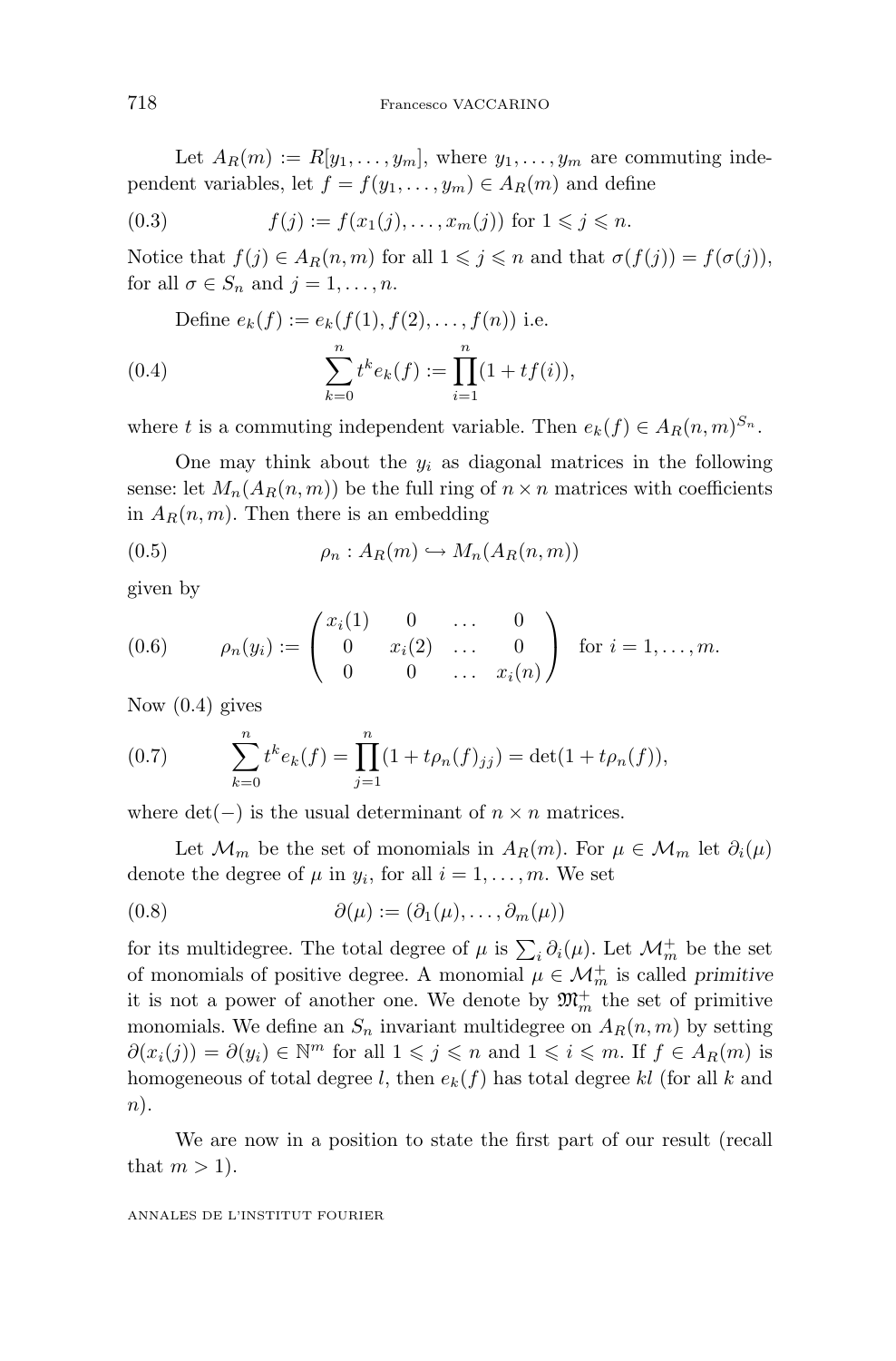Let $A_R(m) := R[y_1, \dots, y_m]$, where $y_1, \dots, y_m$ are commuting independent variables, let $f = f(y_1, \dots, y_m) \in A_R(m)$ and define

$$f(j) := f(x_1(j), \dots, x_m(j)) \text{ for } 1 \leqslant j \leqslant n. \tag{0.3}$$

Notice that $f(j) \in A_R(n, m)$ for all $1 \leqslant j \leqslant n$ and that $\sigma(f(j)) = f(\sigma(j))$, for all $\sigma \in S_n$ and $j = 1, \dots, n$.

Define $e_k(f) := e_k(f(1), f(2), \dots, f(n))$ i.e.

$$\sum_{k=0}^{n} t^k e_k(f) := \prod_{i=1}^{n} (1 + t f(i)), \tag{0.4}$$

where $t$ is a commuting independent variable. Then $e_k(f) \in A_R(n, m)^{S_n}$.

One may think about the $y_i$ as diagonal matrices in the following sense: let $M_n(A_R(n, m))$ be the full ring of $n \times n$ matrices with coefficients in $A_R(n, m)$. Then there is an embedding

$$\rho_n : A_R(m) \hookrightarrow M_n(A_R(n, m)) \tag{0.5}$$

given by

$$\rho_n(y_i) := \begin{pmatrix} x_i(1) & 0 & \dots & 0 \\ 0 & x_i(2) & \dots & 0 \\ 0 & 0 & \dots & x_i(n) \end{pmatrix} \quad \text{for } i = 1, \dots, m. \tag{0.6}$$

Now (0.4) gives

$$\sum_{k=0}^{n} t^k e_k(f) = \prod_{j=1}^{n} (1 + t \rho_n(f)_{jj}) = \det(1 + t \rho_n(f)), \tag{0.7}$$

where $\det(-)$ is the usual determinant of $n \times n$ matrices.

Let $\mathcal{M}_m$ be the set of monomials in $A_R(m)$. For $\mu \in \mathcal{M}_m$ let $\partial_i(\mu)$ denote the degree of $\mu$ in $y_i$, for all $i = 1, \dots, m$. We set

$$\partial(\mu) := (\partial_1(\mu), \dots, \partial_m(\mu)) \tag{0.8}$$

for its multidegree. The total degree of $\mu$ is $\sum_i \partial_i(\mu)$. Let $\mathcal{M}_m^+$ be the set of monomials of positive degree. A monomial $\mu \in \mathcal{M}_m^+$ is called *primitive* it is not a power of another one. We denote by $\mathfrak{M}_m^+$ the set of primitive monomials. We define an $S_n$ invariant multidegree on $A_R(n, m)$ by setting $\partial(x_i(j)) = \partial(y_i) \in \mathbb{N}^m$ for all $1 \leqslant j \leqslant n$ and $1 \leqslant i \leqslant m$. If $f \in A_R(m)$ is homogeneous of total degree $l$, then $e_k(f)$ has total degree $kl$ (for all $k$ and $n$).

We are now in a position to state the first part of our result (recall that $m > 1$).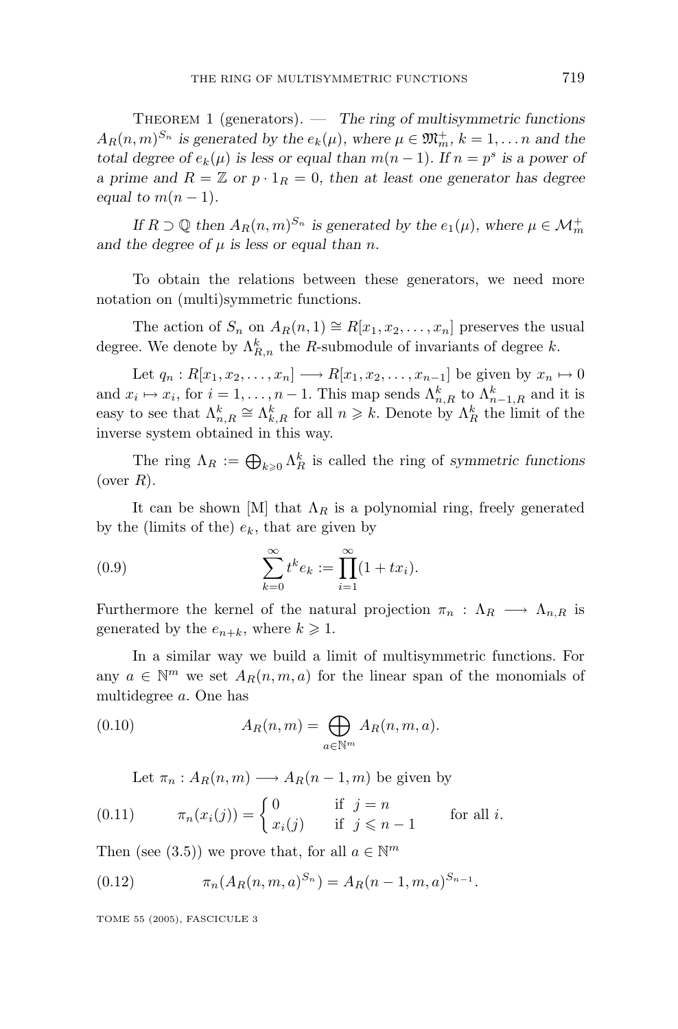Theorem 1 (generators). — *The ring of multisymmetric functions $A_R(n,m)^{S_n}$ is generated by the $e_k(\mu)$, where $\mu \in \mathfrak{M}_m^+$, $k = 1, \dots n$ and the total degree of $e_k(\mu)$ is less or equal than $m(n-1)$. If $n = p^s$ is a power of a prime and $R = \mathbb{Z}$ or $p \cdot 1_R = 0$, then at least one generator has degree equal to $m(n-1)$.*

*If $R \supset \mathbb{Q}$ then $A_R(n,m)^{S_n}$ is generated by the $e_1(\mu)$, where $\mu \in \mathcal{M}_m^+$ and the degree of $\mu$ is less or equal than $n$.*

To obtain the relations between these generators, we need more notation on (multi)symmetric functions.

The action of $S_n$ on $A_R(n,1) \cong R[x_1, x_2, \dots, x_n]$ preserves the usual degree. We denote by $\Lambda_{R,n}^k$ the $R$-submodule of invariants of degree $k$.

Let $q_n : R[x_1, x_2, \dots, x_n] \longrightarrow R[x_1, x_2, \dots, x_{n-1}]$ be given by $x_n \mapsto 0$ and $x_i \mapsto x_i$, for $i = 1, \dots, n-1$. This map sends $\Lambda_{n,R}^k$ to $\Lambda_{n-1,R}^k$ and it is easy to see that $\Lambda_{n,R}^k \cong \Lambda_{k,R}^k$ for all $n \geqslant k$. Denote by $\Lambda_R^k$ the limit of the inverse system obtained in this way.

The ring $\Lambda_R := \bigoplus_{k \geqslant 0} \Lambda_R^k$ is called the ring of *symmetric functions* (over $R$).

It can be shown [M] that $\Lambda_R$ is a polynomial ring, freely generated by the (limits of the) $e_k$, that are given by

$$\sum_{k=0}^{\infty} t^k e_k := \prod_{i=1}^{\infty} (1 + t x_i). \tag{0.9}$$

Furthermore the kernel of the natural projection $\pi_n : \Lambda_R \longrightarrow \Lambda_{n,R}$ is generated by the $e_{n+k}$, where $k \geqslant 1$.

In a similar way we build a limit of multisymmetric functions. For any $a \in \mathbb{N}^m$ we set $A_R(n,m,a)$ for the linear span of the monomials of multidegree $a$. One has

$$A_R(n,m) = \bigoplus_{a \in \mathbb{N}^m} A_R(n,m,a). \tag{0.10}$$

Let $\pi_n : A_R(n,m) \longrightarrow A_R(n-1,m)$ be given by

$$\pi_n(x_i(j)) = \begin{cases} 0 & \text{if } j = n \\ x_i(j) & \text{if } j \leqslant n-1 \end{cases} \qquad \text{for all } i. \tag{0.11}$$

Then (see (3.5)) we prove that, for all $a \in \mathbb{N}^m$

$$\pi_n(A_R(n,m,a)^{S_n}) = A_R(n-1,m,a)^{S_{n-1}}. \tag{0.12}$$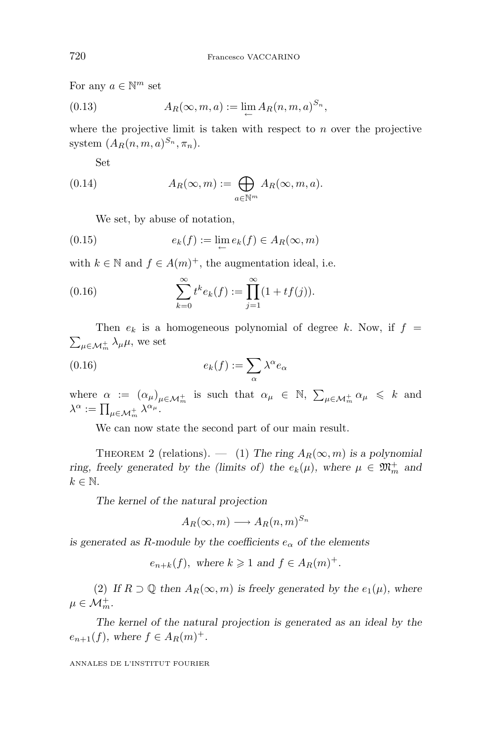For any $a \in \mathbb{N}^m$ set

$$A_R(\infty, m, a) := \lim_{\leftarrow} A_R(n, m, a)^{S_n}, \tag{0.13}$$

where the projective limit is taken with respect to $n$ over the projective system $(A_R(n, m, a)^{S_n}, \pi_n)$.

Set

$$A_R(\infty, m) := \bigoplus_{a \in \mathbb{N}^m} A_R(\infty, m, a). \tag{0.14}$$

We set, by abuse of notation,

$$e_k(f) := \lim_{\leftarrow} e_k(f) \in A_R(\infty, m) \tag{0.15}$$

with $k \in \mathbb{N}$ and $f \in A(m)^+$, the augmentation ideal, i.e.

$$\sum_{k=0}^{\infty} t^k e_k(f) := \prod_{j=1}^{\infty} (1 + t f(j)). \tag{0.16}$$

Then $e_k$ is a homogeneous polynomial of degree $k$. Now, if $f = \sum_{\mu \in \mathcal{M}_m^+} \lambda_\mu \mu$, we set

$$e_k(f) := \sum_{\alpha} \lambda^\alpha e_\alpha \tag{0.16}$$

where $\alpha := (\alpha_\mu)_{\mu \in \mathcal{M}_m^+}$ is such that $\alpha_\mu \in \mathbb{N}$, $\sum_{\mu \in \mathcal{M}_m^+} \alpha_\mu \leqslant k$ and $\lambda^\alpha := \prod_{\mu \in \mathcal{M}_m^+} \lambda^{\alpha_\mu}$.

We can now state the second part of our main result.

Theorem 2 (relations). — (1) *The ring $A_R(\infty, m)$ is a polynomial ring, freely generated by the (limits of) the $e_k(\mu)$, where $\mu \in \mathfrak{M}_m^+$ and $k \in \mathbb{N}$.*

*The kernel of the natural projection*

$$A_R(\infty, m) \longrightarrow A_R(n, m)^{S_n}$$

*is generated as $R$-module by the coefficients $e_\alpha$ of the elements*

$$e_{n+k}(f), \text{ where } k \geqslant 1 \text{ and } f \in A_R(m)^+.$$

(2) *If $R \supset \mathbb{Q}$ then $A_R(\infty, m)$ is freely generated by the $e_1(\mu)$, where $\mu \in \mathcal{M}_m^+$.*

*The kernel of the natural projection is generated as an ideal by the $e_{n+1}(f)$, where $f \in A_R(m)^+$.*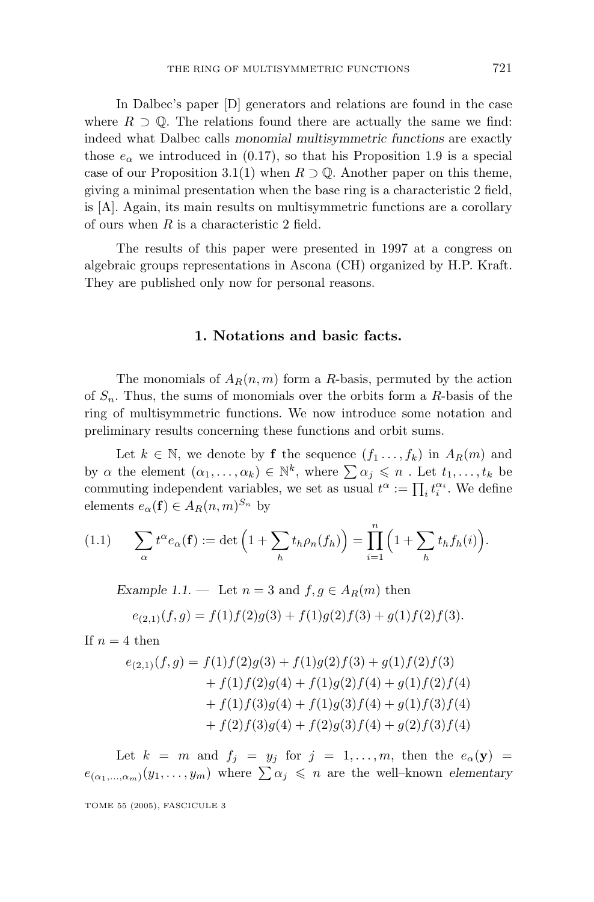In Dalbec's paper [D] generators and relations are found in the case where $R \supset \mathbb{Q}$. The relations found there are actually the same we find: indeed what Dalbec calls *monomial multisymmetric functions* are exactly those $e_\alpha$ we introduced in (0.17), so that his Proposition 1.9 is a special case of our Proposition 3.1(1) when $R \supset \mathbb{Q}$. Another paper on this theme, giving a minimal presentation when the base ring is a characteristic 2 field, is [A]. Again, its main results on multisymmetric functions are a corollary of ours when $R$ is a characteristic 2 field.

The results of this paper were presented in 1997 at a congress on algebraic groups representations in Ascona (CH) organized by H.P. Kraft. They are published only now for personal reasons.

## 1. Notations and basic facts.

The monomials of $A_R(n,m)$ form a $R$-basis, permuted by the action of $S_n$. Thus, the sums of monomials over the orbits form a $R$-basis of the ring of multisymmetric functions. We now introduce some notation and preliminary results concerning these functions and orbit sums.

Let $k \in \mathbb{N}$, we denote by $\mathbf{f}$ the sequence $(f_1 \ldots, f_k)$ in $A_R(m)$ and by $\alpha$ the element $(\alpha_1, \ldots, \alpha_k) \in \mathbb{N}^k$, where $\sum \alpha_j \leqslant n$ . Let $t_1, \ldots, t_k$ be commuting independent variables, we set as usual $t^\alpha := \prod_i t_i^{\alpha_i}$. We define elements $e_\alpha(\mathbf{f}) \in A_R(n,m)^{S_n}$ by

$$\sum_\alpha t^\alpha e_\alpha(\mathbf{f}) := \det\Big(1 + \sum_h t_h \rho_n(f_h)\Big) = \prod_{i=1}^n \Big(1 + \sum_h t_h f_h(i)\Big). \tag{1.1}$$

*Example 1.1.* — Let $n = 3$ and $f, g \in A_R(m)$ then

$$e_{(2,1)}(f,g) = f(1)f(2)g(3) + f(1)g(2)f(3) + g(1)f(2)f(3).$$

If $n = 4$ then

$$\begin{aligned} e_{(2,1)}(f,g) = {} & f(1)f(2)g(3) + f(1)g(2)f(3) + g(1)f(2)f(3) \\ & + f(1)f(2)g(4) + f(1)g(2)f(4) + g(1)f(2)f(4) \\ & + f(1)f(3)g(4) + f(1)g(3)f(4) + g(1)f(3)f(4) \\ & + f(2)f(3)g(4) + f(2)g(3)f(4) + g(2)f(3)f(4) \end{aligned}$$

Let $k = m$ and $f_j = y_j$ for $j = 1, \ldots, m$, then the $e_\alpha(\mathbf{y}) = e_{(\alpha_1,\ldots,\alpha_m)}(y_1, \ldots, y_m)$ where $\sum \alpha_j \leqslant n$ are the well–known *elementary*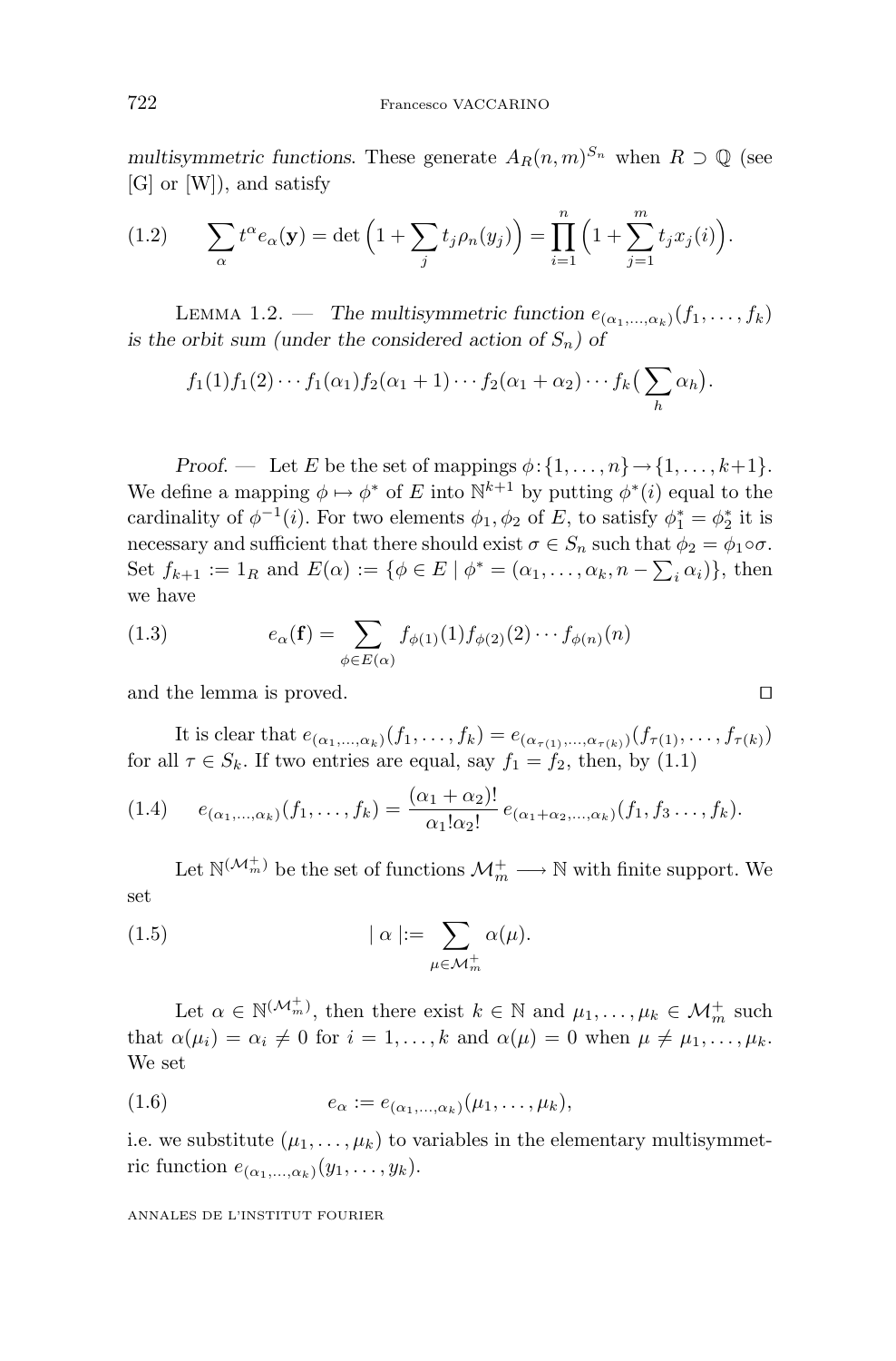*multisymmetric functions*. These generate $A_R(n,m)^{S_n}$ when $R \supset \mathbb{Q}$ (see [G] or [W]), and satisfy

$$\sum_{\alpha} t^{\alpha} e_{\alpha}(\mathbf{y}) = \det\Big(1 + \sum_j t_j \rho_n(y_j)\Big) = \prod_{i=1}^{n}\Big(1 + \sum_{j=1}^{m} t_j x_j(i)\Big). \tag{1.2}$$

Lemma 1.2. — *The multisymmetric function $e_{(\alpha_1,\ldots,\alpha_k)}(f_1,\ldots,f_k)$ is the orbit sum (under the considered action of $S_n$) of*

$$f_1(1)f_1(2)\cdots f_1(\alpha_1)f_2(\alpha_1+1)\cdots f_2(\alpha_1+\alpha_2)\cdots f_k\big(\sum_h \alpha_h\big).$$

*Proof.* — Let $E$ be the set of mappings $\phi\colon\{1,\ldots,n\}\to\{1,\ldots,k+1\}$. We define a mapping $\phi\mapsto\phi^*$ of $E$ into $\mathbb{N}^{k+1}$ by putting $\phi^*(i)$ equal to the cardinality of $\phi^{-1}(i)$. For two elements $\phi_1,\phi_2$ of $E$, to satisfy $\phi_1^*=\phi_2^*$ it is necessary and sufficient that there should exist $\sigma\in S_n$ such that $\phi_2=\phi_1\circ\sigma$. Set $f_{k+1} := 1_R$ and $E(\alpha) := \{\phi\in E \mid \phi^* = (\alpha_1,\ldots,\alpha_k, n-\sum_i \alpha_i)\}$, then we have

$$e_{\alpha}(\mathbf{f}) = \sum_{\phi\in E(\alpha)} f_{\phi(1)}(1) f_{\phi(2)}(2)\cdots f_{\phi(n)}(n) \tag{1.3}$$

and the lemma is proved. $\square$

It is clear that $e_{(\alpha_1,\ldots,\alpha_k)}(f_1,\ldots,f_k) = e_{(\alpha_{\tau(1)},\ldots,\alpha_{\tau(k)})}(f_{\tau(1)},\ldots,f_{\tau(k)})$ for all $\tau\in S_k$. If two entries are equal, say $f_1=f_2$, then, by (1.1)

$$e_{(\alpha_1,\ldots,\alpha_k)}(f_1,\ldots,f_k) = \frac{(\alpha_1+\alpha_2)!}{\alpha_1!\alpha_2!}\, e_{(\alpha_1+\alpha_2,\ldots,\alpha_k)}(f_1,f_3\ldots,f_k). \tag{1.4}$$

Let $\mathbb{N}^{(\mathcal{M}_m^+)}$ be the set of functions $\mathcal{M}_m^+ \longrightarrow \mathbb{N}$ with finite support. We set

$$\mid \alpha \mid := \sum_{\mu\in\mathcal{M}_m^+} \alpha(\mu). \tag{1.5}$$

Let $\alpha\in\mathbb{N}^{(\mathcal{M}_m^+)}$, then there exist $k\in\mathbb{N}$ and $\mu_1,\ldots,\mu_k\in\mathcal{M}_m^+$ such that $\alpha(\mu_i)=\alpha_i\neq 0$ for $i=1,\ldots,k$ and $\alpha(\mu)=0$ when $\mu\neq\mu_1,\ldots,\mu_k$. We set

$$e_{\alpha} := e_{(\alpha_1,\ldots,\alpha_k)}(\mu_1,\ldots,\mu_k), \tag{1.6}$$

i.e. we substitute $(\mu_1,\ldots,\mu_k)$ to variables in the elementary multisymmetric function $e_{(\alpha_1,\ldots,\alpha_k)}(y_1,\ldots,y_k)$.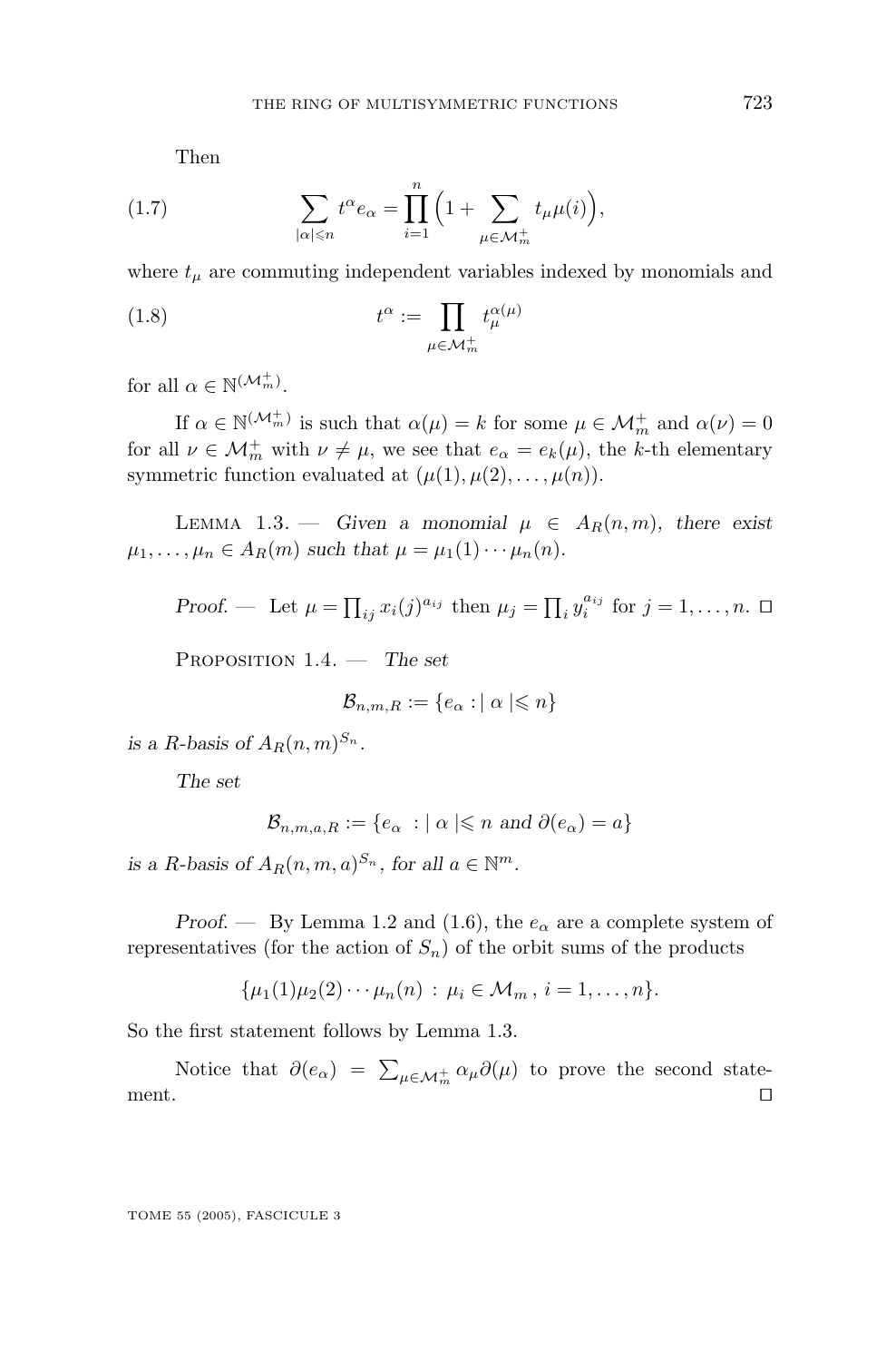Then

$$\sum_{|\alpha|\leqslant n} t^\alpha e_\alpha = \prod_{i=1}^{n}\Big(1+\sum_{\mu\in\mathcal{M}_m^+} t_\mu \mu(i)\Big), \tag{1.7}$$

where $t_\mu$ are commuting independent variables indexed by monomials and

$$t^\alpha := \prod_{\mu\in\mathcal{M}_m^+} t_\mu^{\alpha(\mu)} \tag{1.8}$$

for all $\alpha \in \mathbb{N}^{(\mathcal{M}_m^+)}$.

If $\alpha \in \mathbb{N}^{(\mathcal{M}_m^+)}$ is such that $\alpha(\mu) = k$ for some $\mu \in \mathcal{M}_m^+$ and $\alpha(\nu) = 0$ for all $\nu \in \mathcal{M}_m^+$ with $\nu \neq \mu$, we see that $e_\alpha = e_k(\mu)$, the $k$-th elementary symmetric function evaluated at $(\mu(1), \mu(2), \ldots, \mu(n))$.

Lemma 1.3. — *Given a monomial $\mu \in A_R(n,m)$, there exist $\mu_1, \ldots, \mu_n \in A_R(m)$ such that $\mu = \mu_1(1)\cdots\mu_n(n)$.*

*Proof.* — Let $\mu = \prod_{ij} x_i(j)^{a_{ij}}$ then $\mu_j = \prod_i y_i^{a_{ij}}$ for $j = 1, \ldots, n$. □

Proposition 1.4. — *The set*

$$\mathcal{B}_{n,m,R} := \{e_\alpha : |\,\alpha\,| \leqslant n\}$$

*is a $R$-basis of $A_R(n,m)^{S_n}$.*

*The set*

$$\mathcal{B}_{n,m,a,R} := \{e_\alpha\ : |\,\alpha\,| \leqslant n \text{ and } \partial(e_\alpha) = a\}$$

*is a $R$-basis of $A_R(n,m,a)^{S_n}$, for all $a \in \mathbb{N}^m$.*

*Proof.* — By Lemma 1.2 and (1.6), the $e_\alpha$ are a complete system of representatives (for the action of $S_n$) of the orbit sums of the products

$$\{\mu_1(1)\mu_2(2)\cdots\mu_n(n) : \mu_i \in \mathcal{M}_m\,,\, i = 1, \ldots, n\}.$$

So the first statement follows by Lemma 1.3.

Notice that $\partial(e_\alpha) = \sum_{\mu\in\mathcal{M}_m^+} \alpha_\mu \partial(\mu)$ to prove the second statement. □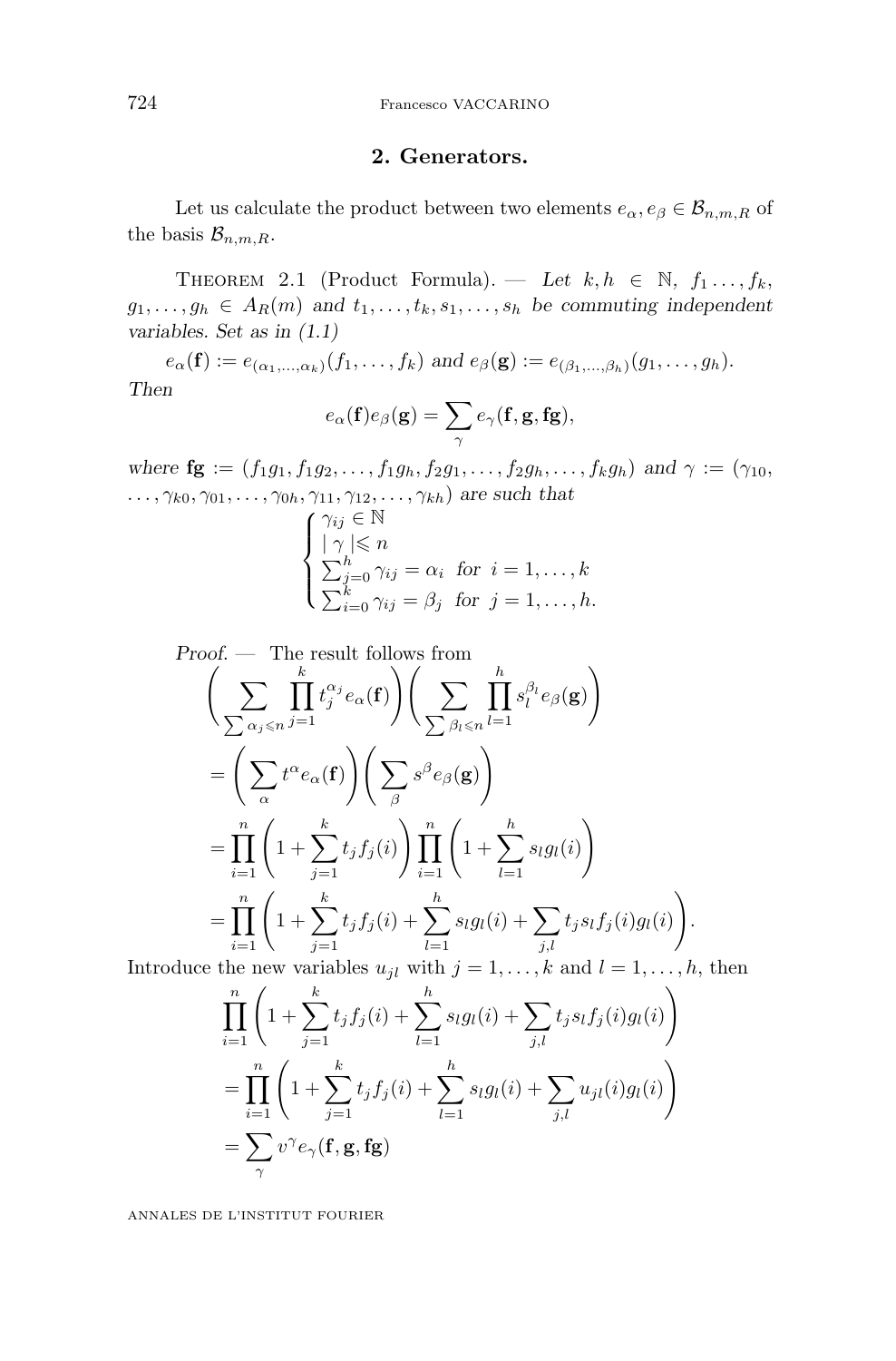## 2. Generators.

Let us calculate the product between two elements $e_\alpha, e_\beta \in \mathcal{B}_{n,m,R}$ of the basis $\mathcal{B}_{n,m,R}$.

Theorem 2.1 (Product Formula). — *Let $k, h \in \mathbb{N}$, $f_1 \ldots, f_k$, $g_1, \ldots, g_h \in A_R(m)$ and $t_1, \ldots, t_k, s_1, \ldots, s_h$ be commuting independent variables. Set as in (1.1)*

$$e_\alpha(\mathbf{f}) := e_{(\alpha_1,\ldots,\alpha_k)}(f_1, \ldots, f_k) \text{ and } e_\beta(\mathbf{g}) := e_{(\beta_1,\ldots,\beta_h)}(g_1, \ldots, g_h).$$

*Then*

$$e_\alpha(\mathbf{f}) e_\beta(\mathbf{g}) = \sum_\gamma e_\gamma(\mathbf{f}, \mathbf{g}, \mathbf{fg}),$$

*where $\mathbf{fg} := (f_1g_1, f_1g_2, \ldots, f_1g_h, f_2g_1, \ldots, f_2g_h, \ldots, f_kg_h)$ and $\gamma := (\gamma_{10}, \ldots, \gamma_{k0}, \gamma_{01}, \ldots, \gamma_{0h}, \gamma_{11}, \gamma_{12}, \ldots, \gamma_{kh})$ are such that*

$$\begin{cases} \gamma_{ij} \in \mathbb{N} \\ |\, \gamma \,| \leqslant n \\ \sum_{j=0}^h \gamma_{ij} = \alpha_i \ \text{ for } \ i = 1, \ldots, k \\ \sum_{i=0}^k \gamma_{ij} = \beta_j \ \text{ for } \ j = 1, \ldots, h. \end{cases}$$

*Proof.* — The result follows from

$$\begin{aligned}
&\left( \sum_{\sum \alpha_j \leqslant n} \prod_{j=1}^k t_j^{\alpha_j} e_\alpha(\mathbf{f}) \right) \left( \sum_{\sum \beta_l \leqslant n} \prod_{l=1}^h s_l^{\beta_l} e_\beta(\mathbf{g}) \right) \\
&= \left( \sum_\alpha t^\alpha e_\alpha(\mathbf{f}) \right) \left( \sum_\beta s^\beta e_\beta(\mathbf{g}) \right) \\
&= \prod_{i=1}^n \left( 1 + \sum_{j=1}^k t_j f_j(i) \right) \prod_{i=1}^n \left( 1 + \sum_{l=1}^h s_l g_l(i) \right) \\
&= \prod_{i=1}^n \left( 1 + \sum_{j=1}^k t_j f_j(i) + \sum_{l=1}^h s_l g_l(i) + \sum_{j,l} t_j s_l f_j(i) g_l(i) \right).
\end{aligned}$$

Introduce the new variables $u_{jl}$ with $j = 1, \ldots, k$ and $l = 1, \ldots, h$, then

$$\begin{aligned}
&\prod_{i=1}^n \left( 1 + \sum_{j=1}^k t_j f_j(i) + \sum_{l=1}^h s_l g_l(i) + \sum_{j,l} t_j s_l f_j(i) g_l(i) \right) \\
&= \prod_{i=1}^n \left( 1 + \sum_{j=1}^k t_j f_j(i) + \sum_{l=1}^h s_l g_l(i) + \sum_{j,l} u_{jl}(i) g_l(i) \right) \\
&= \sum_\gamma v^\gamma e_\gamma(\mathbf{f}, \mathbf{g}, \mathbf{fg})
\end{aligned}$$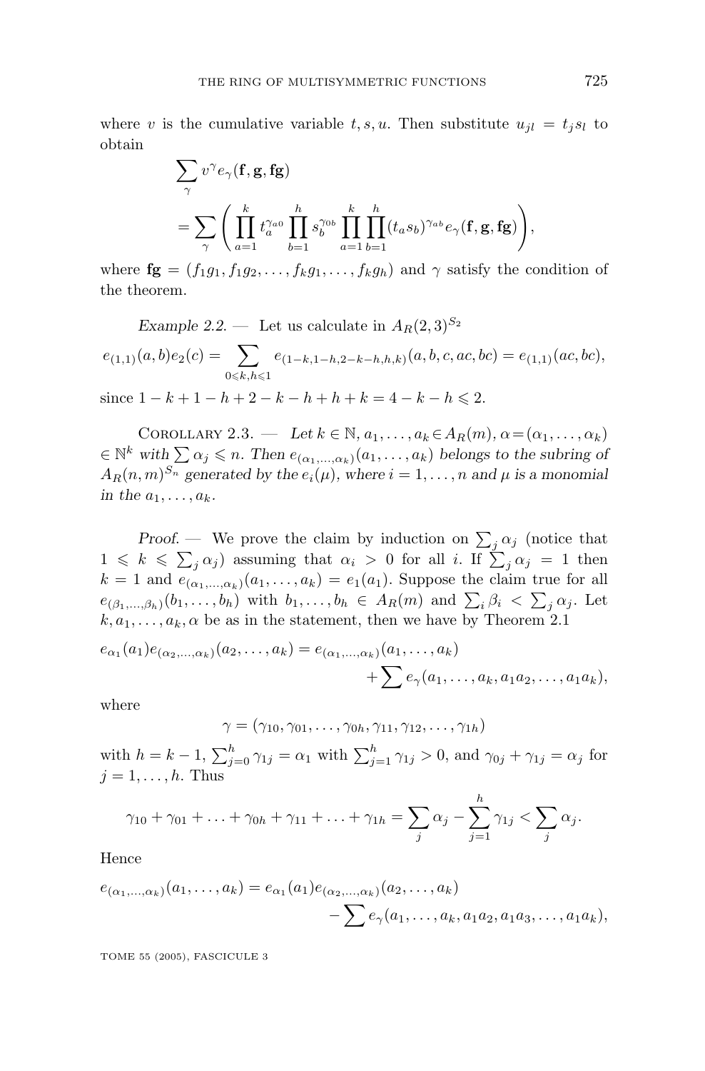where $v$ is the cumulative variable $t, s, u$. Then substitute $u_{jl} = t_j s_l$ to obtain

$$\sum_\gamma v^\gamma e_\gamma(\mathbf{f}, \mathbf{g}, \mathbf{fg}) = \sum_\gamma \left( \prod_{a=1}^{k} t_a^{\gamma_{a0}} \prod_{b=1}^{h} s_b^{\gamma_{0b}} \prod_{a=1}^{k} \prod_{b=1}^{h} (t_a s_b)^{\gamma_{ab}} e_\gamma(\mathbf{f}, \mathbf{g}, \mathbf{fg}) \right),$$

where $\mathbf{fg} = (f_1 g_1, f_1 g_2, \ldots, f_k g_1, \ldots, f_k g_h)$ and $\gamma$ satisfy the condition of the theorem.

*Example 2.2.* — Let us calculate in $A_R(2,3)^{S_2}$

$$e_{(1,1)}(a,b) e_2(c) = \sum_{0 \leqslant k, h \leqslant 1} e_{(1-k, 1-h, 2-k-h, h, k)}(a, b, c, ac, bc) = e_{(1,1)}(ac, bc),$$

since $1 - k + 1 - h + 2 - k - h + h + k = 4 - k - h \leqslant 2$.

Corollary 2.3. — *Let $k \in \mathbb{N}$, $a_1, \ldots, a_k \in A_R(m)$, $\alpha = (\alpha_1, \ldots, \alpha_k) \in \mathbb{N}^k$ with $\sum \alpha_j \leqslant n$. Then $e_{(\alpha_1, \ldots, \alpha_k)}(a_1, \ldots, a_k)$ belongs to the subring of $A_R(n,m)^{S_n}$ generated by the $e_i(\mu)$, where $i = 1, \ldots, n$ and $\mu$ is a monomial in the $a_1, \ldots, a_k$.*

*Proof.* — We prove the claim by induction on $\sum_j \alpha_j$ (notice that $1 \leqslant k \leqslant \sum_j \alpha_j$) assuming that $\alpha_i > 0$ for all $i$. If $\sum_j \alpha_j = 1$ then $k = 1$ and $e_{(\alpha_1, \ldots, \alpha_k)}(a_1, \ldots, a_k) = e_1(a_1)$. Suppose the claim true for all $e_{(\beta_1, \ldots, \beta_h)}(b_1, \ldots, b_h)$ with $b_1, \ldots, b_h \in A_R(m)$ and $\sum_i \beta_i < \sum_j \alpha_j$. Let $k, a_1, \ldots, a_k, \alpha$ be as in the statement, then we have by Theorem 2.1

$$e_{\alpha_1}(a_1) e_{(\alpha_2, \ldots, \alpha_k)}(a_2, \ldots, a_k) = e_{(\alpha_1, \ldots, \alpha_k)}(a_1, \ldots, a_k) + \sum e_\gamma(a_1, \ldots, a_k, a_1 a_2, \ldots, a_1 a_k),$$

where

$$\gamma = (\gamma_{10}, \gamma_{01}, \ldots, \gamma_{0h}, \gamma_{11}, \gamma_{12}, \ldots, \gamma_{1h})$$

with $h = k - 1$, $\sum_{j=0}^{h} \gamma_{1j} = \alpha_1$ with $\sum_{j=1}^{h} \gamma_{1j} > 0$, and $\gamma_{0j} + \gamma_{1j} = \alpha_j$ for $j = 1, \ldots, h$. Thus

$$\gamma_{10} + \gamma_{01} + \ldots + \gamma_{0h} + \gamma_{11} + \ldots + \gamma_{1h} = \sum_j \alpha_j - \sum_{j=1}^{h} \gamma_{1j} < \sum_j \alpha_j.$$

Hence

$$e_{(\alpha_1, \ldots, \alpha_k)}(a_1, \ldots, a_k) = e_{\alpha_1}(a_1) e_{(\alpha_2, \ldots, \alpha_k)}(a_2, \ldots, a_k) - \sum e_\gamma(a_1, \ldots, a_k, a_1 a_2, a_1 a_3, \ldots, a_1 a_k),$$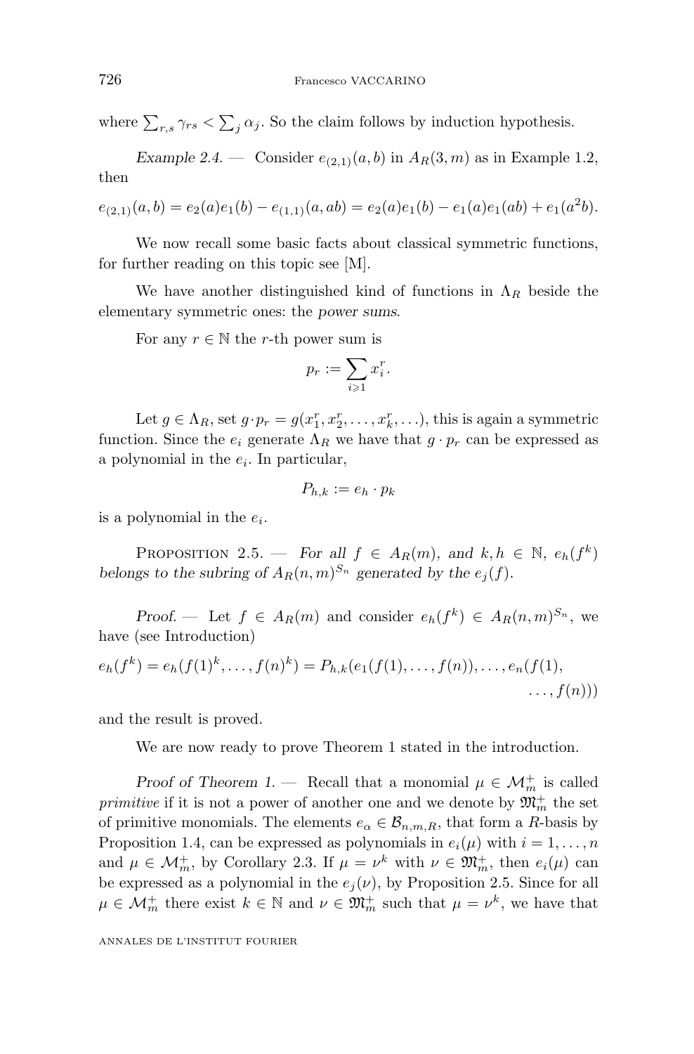where $\sum_{r,s} \gamma_{rs} < \sum_j \alpha_j$. So the claim follows by induction hypothesis.

*Example 2.4.* — Consider $e_{(2,1)}(a,b)$ in $A_R(3,m)$ as in Example 1.2, then

$$e_{(2,1)}(a,b) = e_2(a)e_1(b) - e_{(1,1)}(a,ab) = e_2(a)e_1(b) - e_1(a)e_1(ab) + e_1(a^2b).$$

We now recall some basic facts about classical symmetric functions, for further reading on this topic see [M].

We have another distinguished kind of functions in $\Lambda_R$ beside the elementary symmetric ones: the *power sums*.

For any $r \in \mathbb{N}$ the $r$-th power sum is

$$p_r := \sum_{i \geqslant 1} x_i^r.$$

Let $g \in \Lambda_R$, set $g \cdot p_r = g(x_1^r, x_2^r, \ldots, x_k^r, \ldots)$, this is again a symmetric function. Since the $e_i$ generate $\Lambda_R$ we have that $g \cdot p_r$ can be expressed as a polynomial in the $e_i$. In particular,

$$P_{h,k} := e_h \cdot p_k$$

is a polynomial in the $e_i$.

Proposition 2.5. — *For all $f \in A_R(m)$, and $k, h \in \mathbb{N}$, $e_h(f^k)$ belongs to the subring of $A_R(n,m)^{S_n}$ generated by the $e_j(f)$.*

*Proof.* — Let $f \in A_R(m)$ and consider $e_h(f^k) \in A_R(n,m)^{S_n}$, we have (see Introduction)

$$e_h(f^k) = e_h(f(1)^k, \ldots, f(n)^k) = P_{h,k}(e_1(f(1), \ldots, f(n)), \ldots, e_n(f(1), \ldots, f(n)))$$

and the result is proved.

We are now ready to prove Theorem 1 stated in the introduction.

*Proof of Theorem 1.* — Recall that a monomial $\mu \in \mathcal{M}_m^+$ is called *primitive* if it is not a power of another one and we denote by $\mathfrak{M}_m^+$ the set of primitive monomials. The elements $e_\alpha \in \mathcal{B}_{n,m,R}$, that form a $R$-basis by Proposition 1.4, can be expressed as polynomials in $e_i(\mu)$ with $i = 1, \ldots, n$ and $\mu \in \mathcal{M}_m^+$, by Corollary 2.3. If $\mu = \nu^k$ with $\nu \in \mathfrak{M}_m^+$, then $e_i(\mu)$ can be expressed as a polynomial in the $e_j(\nu)$, by Proposition 2.5. Since for all $\mu \in \mathcal{M}_m^+$ there exist $k \in \mathbb{N}$ and $\nu \in \mathfrak{M}_m^+$ such that $\mu = \nu^k$, we have that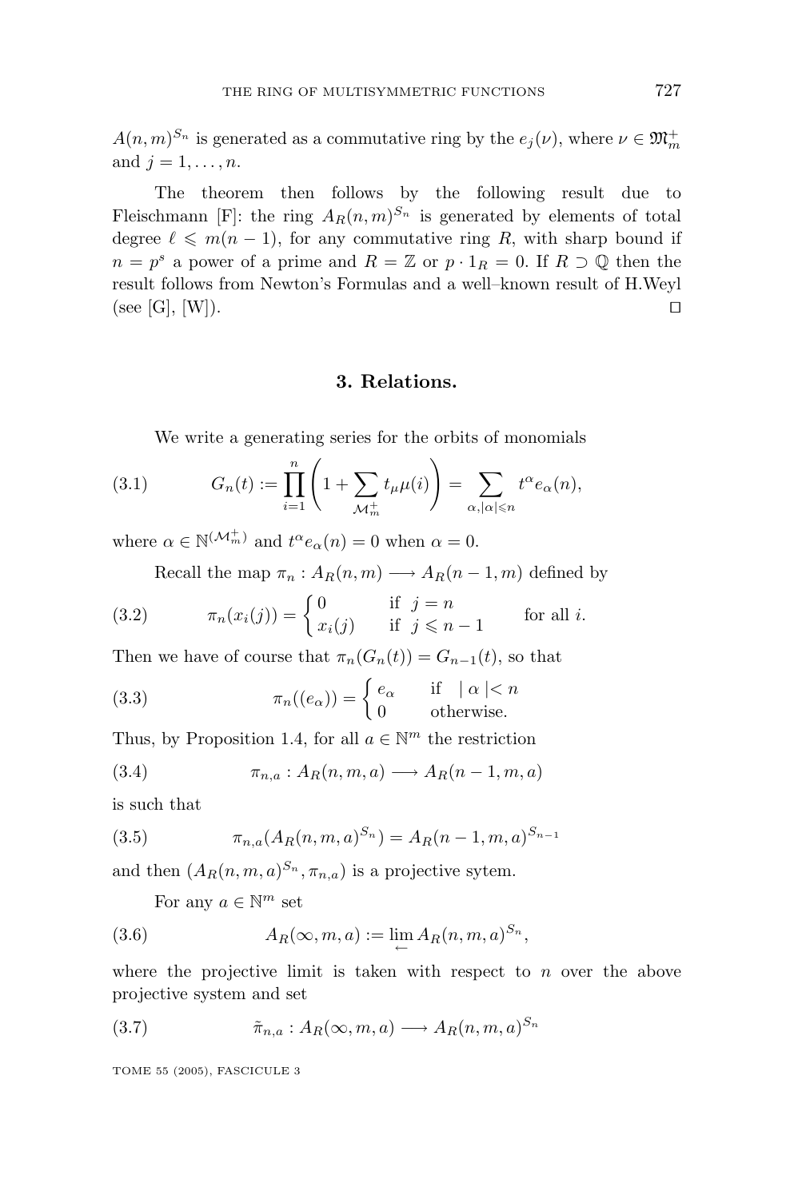$A(n,m)^{S_n}$ is generated as a commutative ring by the $e_j(\nu)$, where $\nu \in \mathfrak{M}_m^+$ and $j = 1, \ldots, n$.

The theorem then follows by the following result due to Fleischmann [F]: the ring $A_R(n,m)^{S_n}$ is generated by elements of total degree $\ell \leqslant m(n-1)$, for any commutative ring $R$, with sharp bound if $n = p^s$ a power of a prime and $R = \mathbb{Z}$ or $p \cdot 1_R = 0$. If $R \supset \mathbb{Q}$ then the result follows from Newton's Formulas and a well–known result of H.Weyl (see [G], [W]). $\square$

## 3. Relations.

We write a generating series for the orbits of monomials

$$G_n(t) := \prod_{i=1}^{n} \left( 1 + \sum_{\mathcal{M}_m^+} t_\mu \mu(i) \right) = \sum_{\alpha, |\alpha| \leqslant n} t^\alpha e_\alpha(n), \tag{3.1}$$

where $\alpha \in \mathbb{N}^{(\mathcal{M}_m^+)}$ and $t^\alpha e_\alpha(n) = 0$ when $\alpha = 0$.

Recall the map $\pi_n : A_R(n,m) \longrightarrow A_R(n-1,m)$ defined by

$$\pi_n(x_i(j)) = \begin{cases} 0 & \text{if } \ j = n \\ x_i(j) & \text{if } \ j \leqslant n-1 \end{cases} \qquad \text{for all } i. \tag{3.2}$$

Then we have of course that $\pi_n(G_n(t)) = G_{n-1}(t)$, so that

$$\pi_n((e_\alpha)) = \begin{cases} e_\alpha & \text{if } \ \mid \alpha \mid < n \\ 0 & \text{otherwise.} \end{cases} \tag{3.3}$$

Thus, by Proposition 1.4, for all $a \in \mathbb{N}^m$ the restriction

$$\pi_{n,a} : A_R(n,m,a) \longrightarrow A_R(n-1,m,a) \tag{3.4}$$

is such that

$$\pi_{n,a}(A_R(n,m,a)^{S_n}) = A_R(n-1,m,a)^{S_{n-1}} \tag{3.5}$$

and then $(A_R(n,m,a)^{S_n}, \pi_{n,a})$ is a projective sytem.

For any $a \in \mathbb{N}^m$ set

$$A_R(\infty,m,a) := \lim_{\leftarrow} A_R(n,m,a)^{S_n}, \tag{3.6}$$

where the projective limit is taken with respect to $n$ over the above projective system and set

$$\tilde{\pi}_{n,a} : A_R(\infty,m,a) \longrightarrow A_R(n,m,a)^{S_n} \tag{3.7}$$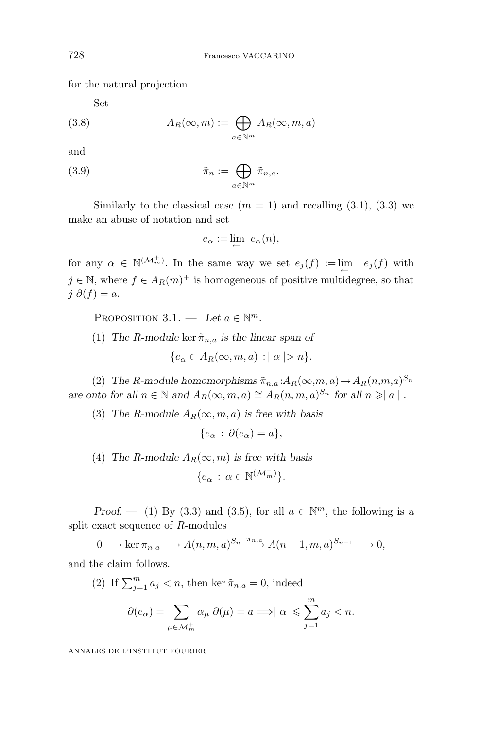for the natural projection.

Set

$$A_R(\infty, m) := \bigoplus_{a \in \mathbb{N}^m} A_R(\infty, m, a) \tag{3.8}$$

and

$$\tilde{\pi}_n := \bigoplus_{a \in \mathbb{N}^m} \tilde{\pi}_{n,a}. \tag{3.9}$$

Similarly to the classical case ($m = 1$) and recalling (3.1), (3.3) we make an abuse of notation and set

$$e_\alpha := \lim_{\leftarrow} \; e_\alpha(n),$$

for any $\alpha \in \mathbb{N}^{(\mathcal{M}_m^+)}$. In the same way we set $e_j(f) := \lim\limits_{\leftarrow} \; e_j(f)$ with $j \in \mathbb{N}$, where $f \in A_R(m)^+$ is homogeneous of positive multidegree, so that $j\,\partial(f) = a$.

Proposition 3.1. — *Let $a \in \mathbb{N}^m$.*

(1) *The $R$-module $\ker \tilde{\pi}_{n,a}$ is the linear span of*

$$\{e_\alpha \in A_R(\infty, m, a) \; : \mid \alpha \mid > n\}.$$

(2) *The $R$-module homomorphisms $\tilde{\pi}_{n,a} : A_R(\infty,m,a) \to A_R(n,m,a)^{S_n}$ are onto for all $n \in \mathbb{N}$ and $A_R(\infty, m, a) \cong A_R(n, m, a)^{S_n}$ for all $n \geqslant \mid a \mid$.*

(3) *The $R$-module $A_R(\infty, m, a)$ is free with basis*

$$\{e_\alpha \; : \; \partial(e_\alpha) = a\},$$

(4) *The $R$-module $A_R(\infty, m)$ is free with basis*

$$\{e_\alpha \; : \; \alpha \in \mathbb{N}^{(\mathcal{M}_m^+)}\}.$$

*Proof.* — (1) By (3.3) and (3.5), for all $a \in \mathbb{N}^m$, the following is a split exact sequence of $R$-modules

$$0 \longrightarrow \ker \pi_{n,a} \longrightarrow A(n, m, a)^{S_n} \xrightarrow{\pi_{n,a}} A(n-1, m, a)^{S_{n-1}} \longrightarrow 0,$$

and the claim follows.

(2) If $\sum_{j=1}^m a_j < n$, then $\ker \tilde{\pi}_{n,a} = 0$, indeed

$$\partial(e_\alpha) = \sum_{\mu \in \mathcal{M}_m^+} \alpha_\mu \; \partial(\mu) = a \Longrightarrow \mid \alpha \mid \leqslant \sum_{j=1}^m a_j < n.$$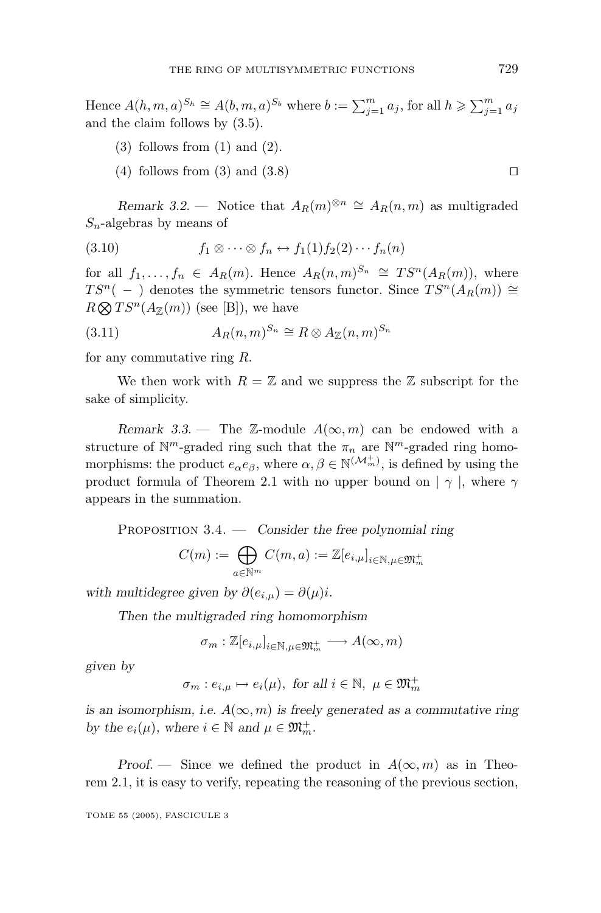Hence $A(h, m, a)^{S_h} \cong A(b, m, a)^{S_b}$ where $b := \sum_{j=1}^{m} a_j$, for all $h \geqslant \sum_{j=1}^{m} a_j$ and the claim follows by (3.5).

(3) follows from (1) and (2).

(4) follows from (3) and (3.8) $\square$

*Remark 3.2.* — Notice that $A_R(m)^{\otimes n} \cong A_R(n, m)$ as multigraded $S_n$-algebras by means of

$$f_1 \otimes \cdots \otimes f_n \leftrightarrow f_1(1) f_2(2) \cdots f_n(n) \tag{3.10}$$

for all $f_1, \ldots, f_n \in A_R(m)$. Hence $A_R(n, m)^{S_n} \cong TS^n(A_R(m))$, where $TS^n(\ -\ )$ denotes the symmetric tensors functor. Since $TS^n(A_R(m)) \cong R \bigotimes TS^n(A_{\mathbb{Z}}(m))$ (see [B]), we have

$$A_R(n, m)^{S_n} \cong R \otimes A_{\mathbb{Z}}(n, m)^{S_n} \tag{3.11}$$

for any commutative ring $R$.

We then work with $R = \mathbb{Z}$ and we suppress the $\mathbb{Z}$ subscript for the sake of simplicity.

*Remark 3.3.* — The $\mathbb{Z}$-module $A(\infty, m)$ can be endowed with a structure of $\mathbb{N}^m$-graded ring such that the $\pi_n$ are $\mathbb{N}^m$-graded ring homomorphisms: the product $e_\alpha e_\beta$, where $\alpha, \beta \in \mathbb{N}^{(\mathcal{M}_m^+)}$, is defined by using the product formula of Theorem 2.1 with no upper bound on $\mid \gamma \mid$, where $\gamma$ appears in the summation.

Proposition 3.4. — *Consider the free polynomial ring*

$$C(m) := \bigoplus_{a \in \mathbb{N}^m} C(m, a) := \mathbb{Z}[e_{i,\mu}]_{i \in \mathbb{N}, \mu \in \mathfrak{M}_m^+}$$

*with multidegree given by* $\partial(e_{i,\mu}) = \partial(\mu) i$.

*Then the multigraded ring homomorphism*

$$\sigma_m : \mathbb{Z}[e_{i,\mu}]_{i \in \mathbb{N}, \mu \in \mathfrak{M}_m^+} \longrightarrow A(\infty, m)$$

*given by*

$$\sigma_m : e_{i,\mu} \mapsto e_i(\mu), \text{ for all } i \in \mathbb{N},\ \mu \in \mathfrak{M}_m^+$$

*is an isomorphism, i.e. $A(\infty, m)$ is freely generated as a commutative ring by the $e_i(\mu)$, where $i \in \mathbb{N}$ and $\mu \in \mathfrak{M}_m^+$.*

*Proof.* — Since we defined the product in $A(\infty, m)$ as in Theorem 2.1, it is easy to verify, repeating the reasoning of the previous section,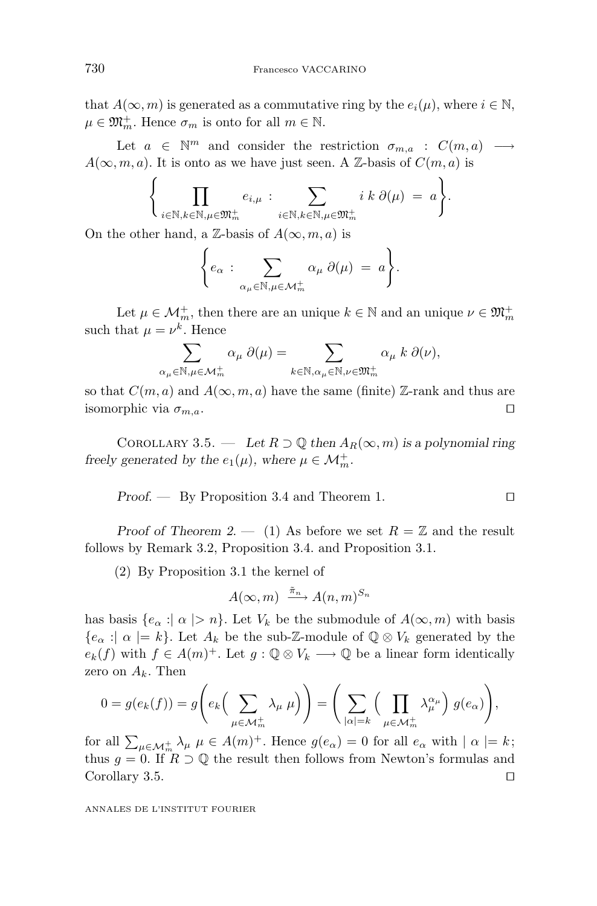that $A(\infty, m)$ is generated as a commutative ring by the $e_i(\mu)$, where $i \in \mathbb{N}$, $\mu \in \mathfrak{M}_m^+$. Hence $\sigma_m$ is onto for all $m \in \mathbb{N}$.

Let $a \in \mathbb{N}^m$ and consider the restriction $\sigma_{m,a} : C(m,a) \longrightarrow A(\infty, m, a)$. It is onto as we have just seen. A $\mathbb{Z}$-basis of $C(m,a)$ is

$$\left\{ \prod_{i \in \mathbb{N}, k \in \mathbb{N}, \mu \in \mathfrak{M}_m^+} e_{i,\mu} \, : \, \sum_{i \in \mathbb{N}, k \in \mathbb{N}, \mu \in \mathfrak{M}_m^+} i \; k \; \partial(\mu) \; = \; a \right\}.$$

On the other hand, a $\mathbb{Z}$-basis of $A(\infty, m, a)$ is

$$\left\{ e_\alpha \, : \, \sum_{\alpha_\mu \in \mathbb{N}, \mu \in \mathcal{M}_m^+} \alpha_\mu \; \partial(\mu) \; = \; a \right\}.$$

Let $\mu \in \mathcal{M}_m^+$, then there are an unique $k \in \mathbb{N}$ and an unique $\nu \in \mathfrak{M}_m^+$ such that $\mu = \nu^k$. Hence

$$\sum_{\alpha_\mu \in \mathbb{N}, \mu \in \mathcal{M}_m^+} \alpha_\mu \; \partial(\mu) = \sum_{k \in \mathbb{N}, \alpha_\mu \in \mathbb{N}, \nu \in \mathfrak{M}_m^+} \alpha_\mu \; k \; \partial(\nu),$$

so that $C(m,a)$ and $A(\infty, m, a)$ have the same (finite) $\mathbb{Z}$-rank and thus are isomorphic via $\sigma_{m,a}$. □

Corollary 3.5. — *Let $R \supset \mathbb{Q}$ then $A_R(\infty, m)$ is a polynomial ring freely generated by the $e_1(\mu)$, where $\mu \in \mathcal{M}_m^+$.*

*Proof.* — By Proposition 3.4 and Theorem 1. □

*Proof of Theorem 2.* — (1) As before we set $R = \mathbb{Z}$ and the result follows by Remark 3.2, Proposition 3.4. and Proposition 3.1.

(2) By Proposition 3.1 the kernel of

$$A(\infty, m) \xrightarrow{\tilde{\pi}_n} A(n,m)^{S_n}$$

has basis $\{e_\alpha : \mid \alpha \mid > n\}$. Let $V_k$ be the submodule of $A(\infty, m)$ with basis $\{e_\alpha : \mid \alpha \mid = k\}$. Let $A_k$ be the sub-$\mathbb{Z}$-module of $\mathbb{Q} \otimes V_k$ generated by the $e_k(f)$ with $f \in A(m)^+$. Let $g : \mathbb{Q} \otimes V_k \longrightarrow \mathbb{Q}$ be a linear form identically zero on $A_k$. Then

$$0 = g(e_k(f)) = g\Bigg( e_k\Big( \sum_{\mu \in \mathcal{M}_m^+} \lambda_\mu \; \mu \Big) \Bigg) = \Bigg( \sum_{|\alpha| = k} \Big( \prod_{\mu \in \mathcal{M}_m^+} \lambda_\mu^{\alpha_\mu} \Big) \; g(e_\alpha) \Bigg),$$

for all $\sum_{\mu \in \mathcal{M}_m^+} \lambda_\mu \; \mu \in A(m)^+$. Hence $g(e_\alpha) = 0$ for all $e_\alpha$ with $\mid \alpha \mid = k$; thus $g = 0$. If $R \supset \mathbb{Q}$ the result then follows from Newton's formulas and Corollary 3.5. □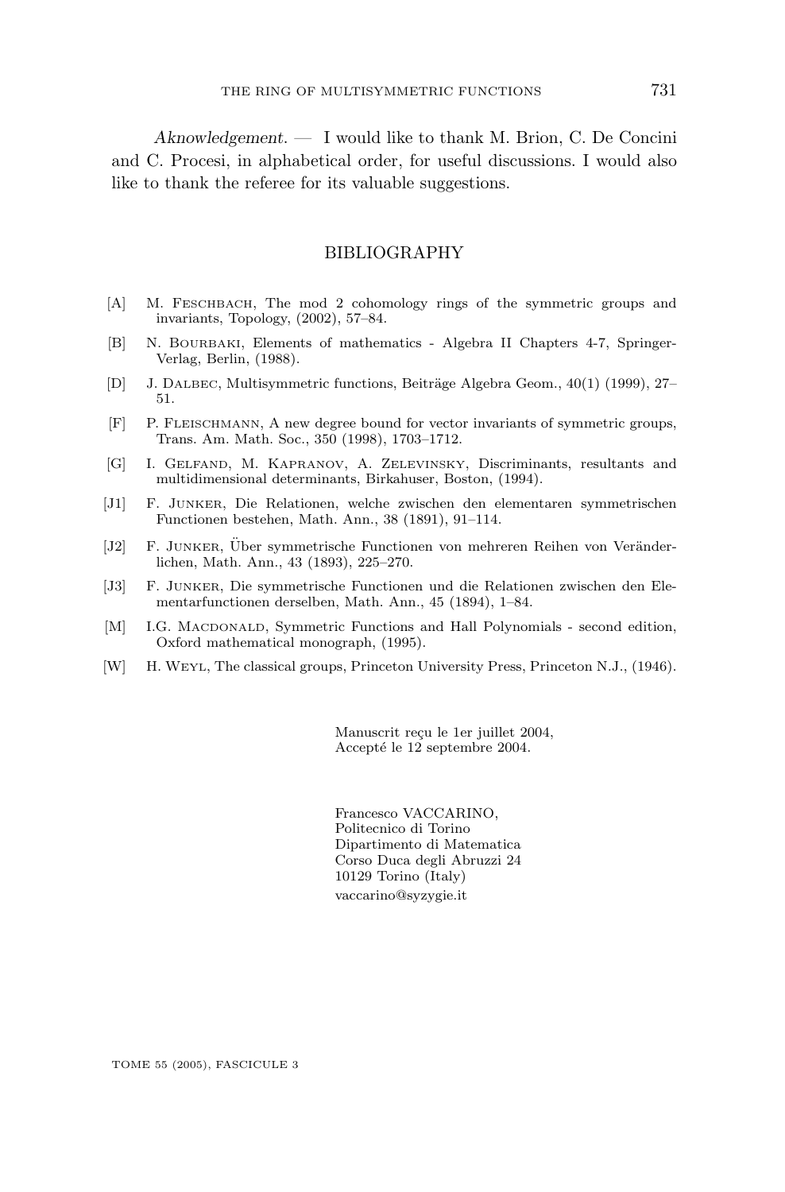*Aknowledgement.* — I would like to thank M. Brion, C. De Concini and C. Procesi, in alphabetical order, for useful discussions. I would also like to thank the referee for its valuable suggestions.

## BIBLIOGRAPHY

[A] M. Feschbach, The mod 2 cohomology rings of the symmetric groups and invariants, Topology, (2002), 57–84.

[B] N. Bourbaki, Elements of mathematics - Algebra II Chapters 4-7, Springer-Verlag, Berlin, (1988).

[D] J. Dalbec, Multisymmetric functions, Beiträge Algebra Geom., 40(1) (1999), 27–51.

[F] P. Fleischmann, A new degree bound for vector invariants of symmetric groups, Trans. Am. Math. Soc., 350 (1998), 1703–1712.

[G] I. Gelfand, M. Kapranov, A. Zelevinsky, Discriminants, resultants and multidimensional determinants, Birkahuser, Boston, (1994).

[J1] F. Junker, Die Relationen, welche zwischen den elementaren symmetrischen Functionen bestehen, Math. Ann., 38 (1891), 91–114.

[J2] F. Junker, Über symmetrische Functionen von mehreren Reihen von Veränderlichen, Math. Ann., 43 (1893), 225–270.

[J3] F. Junker, Die symmetrische Functionen und die Relationen zwischen den Elementarfunctionen derselben, Math. Ann., 45 (1894), 1–84.

[M] I.G. Macdonald, Symmetric Functions and Hall Polynomials - second edition, Oxford mathematical monograph, (1995).

[W] H. Weyl, The classical groups, Princeton University Press, Princeton N.J., (1946).

Manuscrit reçu le 1er juillet 2004,
Accepté le 12 septembre 2004.

Francesco VACCARINO,
Politecnico di Torino
Dipartimento di Matematica
Corso Duca degli Abruzzi 24
10129 Torino (Italy)
vaccarino@syzygie.it